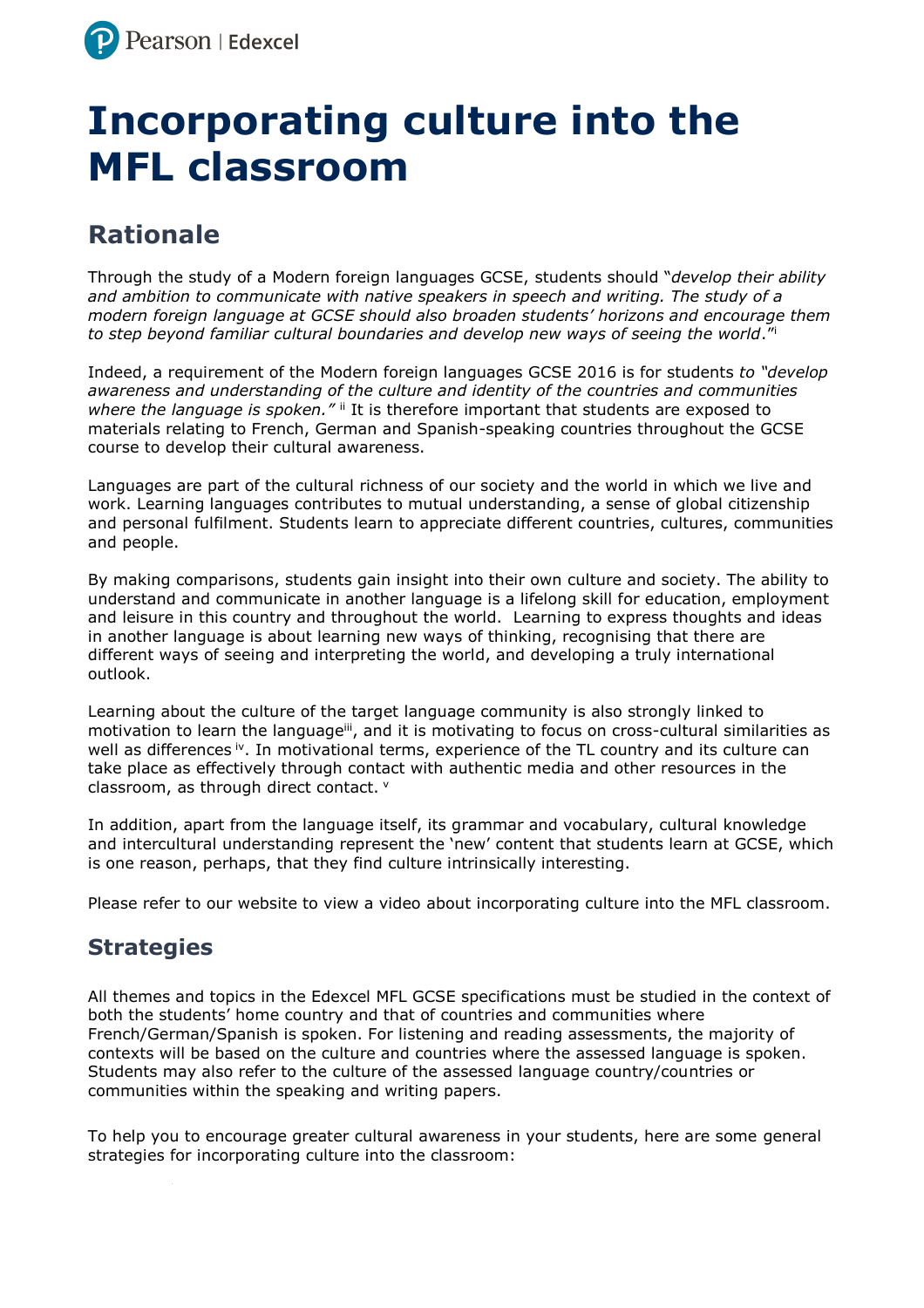# Incorporating culture into the MFL classroom

## Rationale

Through the study of a Modern foreign languages GCSE, students should "*develop their ability and ambition to communicate with native speakers in speech and writing. The study of a modern foreign language at GCSE should also broaden students' horizons and encourage them to step beyond familiar cultural boundaries and develop new ways of seeing the world*."[i]

Indeed, a requirement of the Modern foreign languages GCSE 2016 is for students *to "develop awareness and understanding of the culture and identity of the countries and communities where the language is spoken."* [ii] It is therefore important that students are exposed to materials relating to French, German and Spanish-speaking countries throughout the GCSE course to develop their cultural awareness.

Languages are part of the cultural richness of our society and the world in which we live and work. Learning languages contributes to mutual understanding, a sense of global citizenship and personal fulfilment. Students learn to appreciate different countries, cultures, communities and people.

By making comparisons, students gain insight into their own culture and society. The ability to understand and communicate in another language is a lifelong skill for education, employment and leisure in this country and throughout the world. Learning to express thoughts and ideas in another language is about learning new ways of thinking, recognising that there are different ways of seeing and interpreting the world, and developing a truly international outlook.

Learning about the culture of the target language community is also strongly linked to motivation to learn the language[iii], and it is motivating to focus on cross-cultural similarities as well as differences [iv]. In motivational terms, experience of the TL country and its culture can take place as effectively through contact with authentic media and other resources in the classroom, as through direct contact. [v]

In addition, apart from the language itself, its grammar and vocabulary, cultural knowledge and intercultural understanding represent the 'new' content that students learn at GCSE, which is one reason, perhaps, that they find culture intrinsically interesting.

Please refer to our website to view a video about incorporating culture into the MFL classroom.

## Strategies

All themes and topics in the Edexcel MFL GCSE specifications must be studied in the context of both the students' home country and that of countries and communities where French/German/Spanish is spoken. For listening and reading assessments, the majority of contexts will be based on the culture and countries where the assessed language is spoken. Students may also refer to the culture of the assessed language country/countries or communities within the speaking and writing papers.

To help you to encourage greater cultural awareness in your students, here are some general strategies for incorporating culture into the classroom: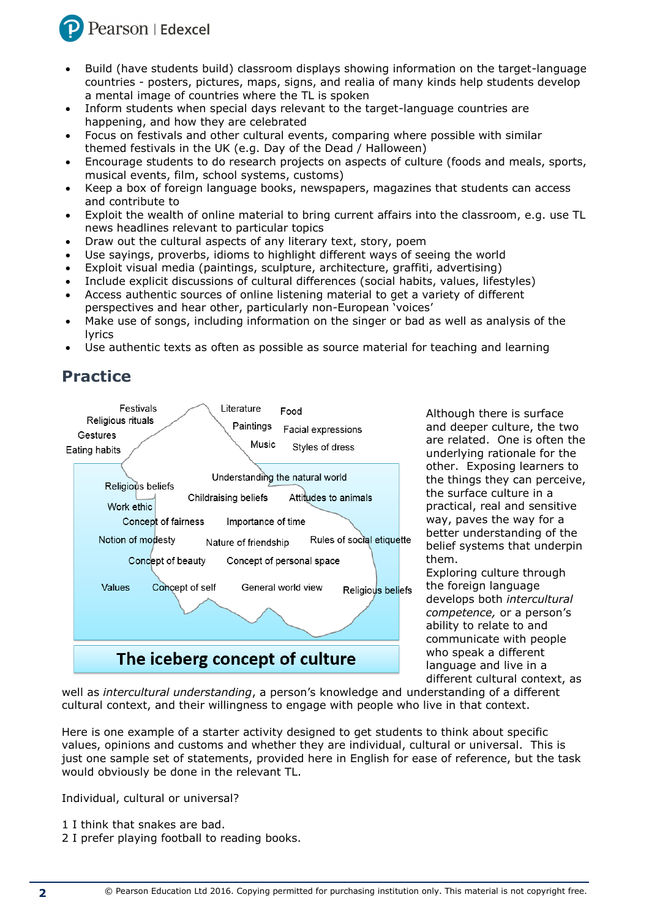- Build (have students build) classroom displays showing information on the target-language countries - posters, pictures, maps, signs, and realia of many kinds help students develop a mental image of countries where the TL is spoken
- Inform students when special days relevant to the target-language countries are happening, and how they are celebrated
- Focus on festivals and other cultural events, comparing where possible with similar themed festivals in the UK (e.g. Day of the Dead / Halloween)
- Encourage students to do research projects on aspects of culture (foods and meals, sports, musical events, film, school systems, customs)
- Keep a box of foreign language books, newspapers, magazines that students can access and contribute to
- Exploit the wealth of online material to bring current affairs into the classroom, e.g. use TL news headlines relevant to particular topics
- Draw out the cultural aspects of any literary text, story, poem
- Use sayings, proverbs, idioms to highlight different ways of seeing the world
- Exploit visual media (paintings, sculpture, architecture, graffiti, advertising)
- Include explicit discussions of cultural differences (social habits, values, lifestyles)
- Access authentic sources of online listening material to get a variety of different perspectives and hear other, particularly non-European 'voices'
- Make use of songs, including information on the singer or bad as well as analysis of the lyrics
- Use authentic texts as often as possible as source material for teaching and learning

## Practice

Festivals
Religious rituals
Gestures
Eating habits
Literature
Paintings
Music
Food
Facial expressions
Styles of dress

Religious beliefs
Work ethic
Understanding the natural world
Childraising beliefs
Attitudes to animals
Concept of fairness
Importance of time
Notion of modesty
Nature of friendship
Rules of social etiquette
Concept of beauty
Concept of personal space
Values
Concept of self
General world view
Religious beliefs

**The iceberg concept of culture**

Although there is surface and deeper culture, the two are related. One is often the underlying rationale for the other. Exposing learners to the things they can perceive, the surface culture in a practical, real and sensitive way, paves the way for a better understanding of the belief systems that underpin them.
Exploring culture through the foreign language develops both *intercultural competence,* or a person's ability to relate to and communicate with people who speak a different language and live in a different cultural context, as well as *intercultural understanding*, a person's knowledge and understanding of a different cultural context, and their willingness to engage with people who live in that context.

Here is one example of a starter activity designed to get students to think about specific values, opinions and customs and whether they are individual, cultural or universal. This is just one sample set of statements, provided here in English for ease of reference, but the task would obviously be done in the relevant TL.

Individual, cultural or universal?

1 I think that snakes are bad.
2 I prefer playing football to reading books.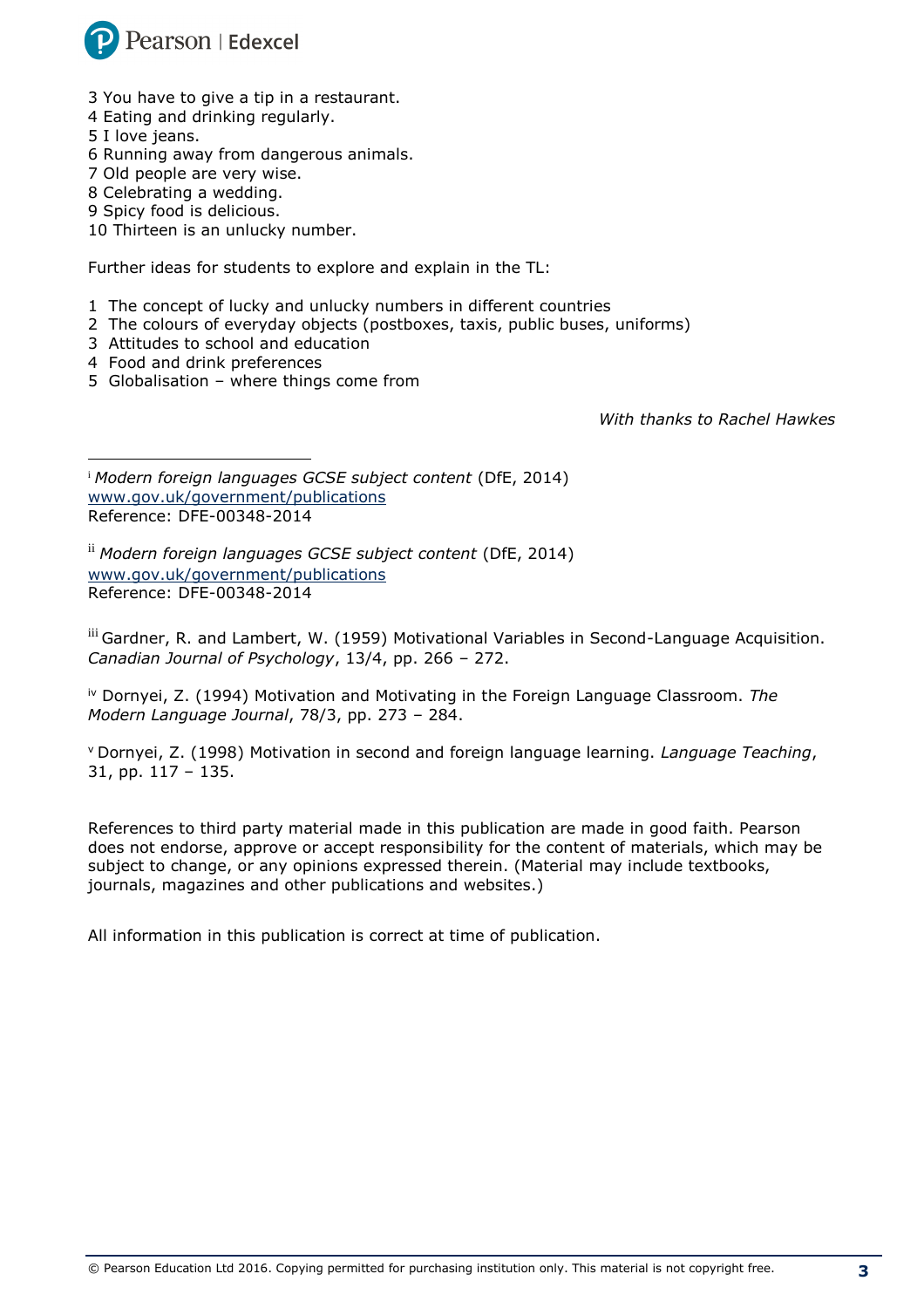3 You have to give a tip in a restaurant.
4 Eating and drinking regularly.
5 I love jeans.
6 Running away from dangerous animals.
7 Old people are very wise.
8 Celebrating a wedding.
9 Spicy food is delicious.
10 Thirteen is an unlucky number.

Further ideas for students to explore and explain in the TL:

1 The concept of lucky and unlucky numbers in different countries
2 The colours of everyday objects (postboxes, taxis, public buses, uniforms)
3 Attitudes to school and education
4 Food and drink preferences
5 Globalisation – where things come from

*With thanks to Rachel Hawkes*

---

[i] *Modern foreign languages GCSE subject content* (DfE, 2014)
www.gov.uk/government/publications
Reference: DFE-00348-2014

[ii] *Modern foreign languages GCSE subject content* (DfE, 2014)
www.gov.uk/government/publications
Reference: DFE-00348-2014

[iii] Gardner, R. and Lambert, W. (1959) Motivational Variables in Second-Language Acquisition. *Canadian Journal of Psychology*, 13/4, pp. 266 – 272.

[iv] Dornyei, Z. (1994) Motivation and Motivating in the Foreign Language Classroom. *The Modern Language Journal*, 78/3, pp. 273 – 284.

[v] Dornyei, Z. (1998) Motivation in second and foreign language learning. *Language Teaching*, 31, pp. 117 – 135.

References to third party material made in this publication are made in good faith. Pearson does not endorse, approve or accept responsibility for the content of materials, which may be subject to change, or any opinions expressed therein. (Material may include textbooks, journals, magazines and other publications and websites.)

All information in this publication is correct at time of publication.